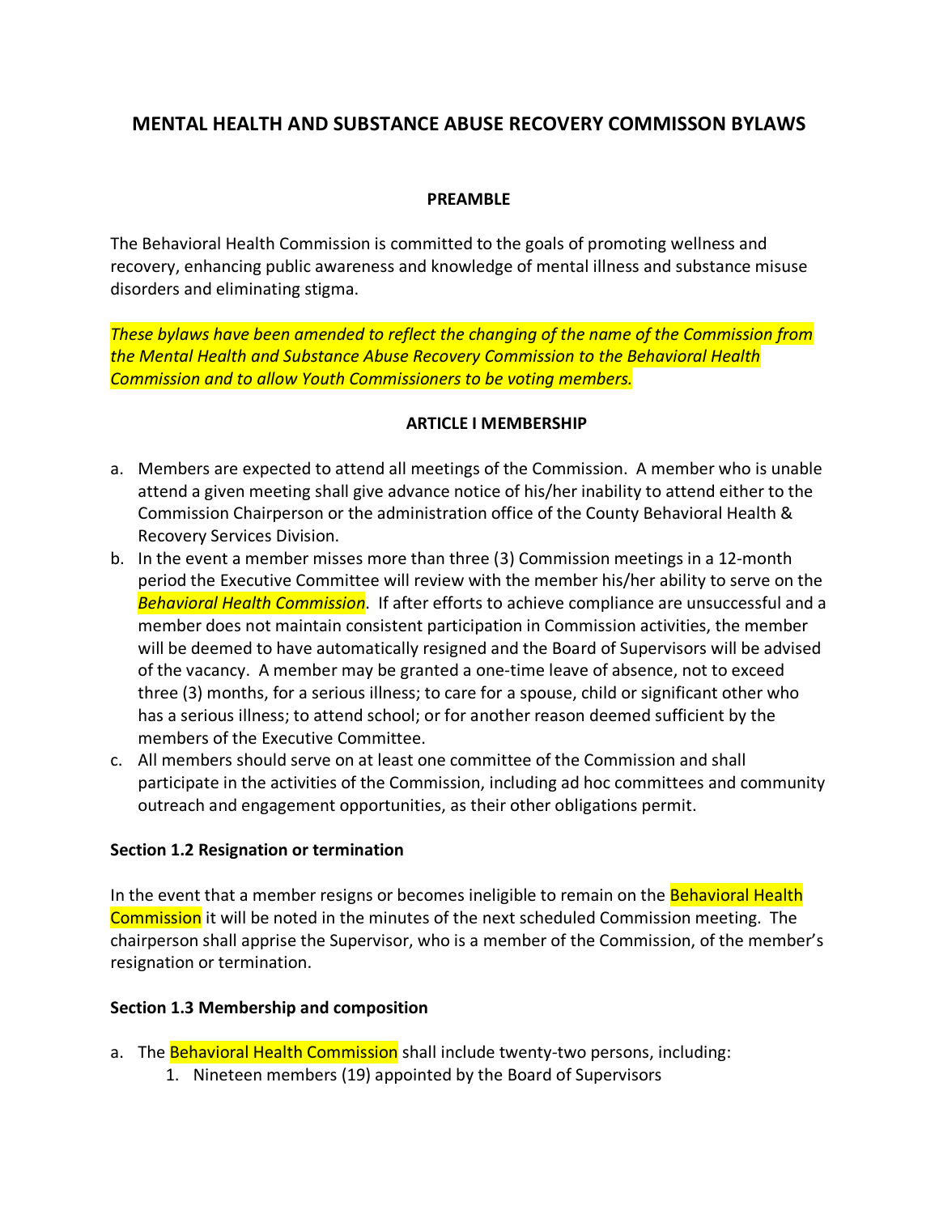# MENTAL HEALTH AND SUBSTANCE ABUSE RECOVERY COMMISSON BYLAWS

## PREAMBLE

The Behavioral Health Commission is committed to the goals of promoting wellness and recovery, enhancing public awareness and knowledge of mental illness and substance misuse disorders and eliminating stigma.

*These bylaws have been amended to reflect the changing of the name of the Commission from the Mental Health and Substance Abuse Recovery Commission to the Behavioral Health Commission and to allow Youth Commissioners to be voting members.*

## ARTICLE I MEMBERSHIP

a. Members are expected to attend all meetings of the Commission. A member who is unable attend a given meeting shall give advance notice of his/her inability to attend either to the Commission Chairperson or the administration office of the County Behavioral Health & Recovery Services Division.
b. In the event a member misses more than three (3) Commission meetings in a 12-month period the Executive Committee will review with the member his/her ability to serve on the *Behavioral Health Commission*. If after efforts to achieve compliance are unsuccessful and a member does not maintain consistent participation in Commission activities, the member will be deemed to have automatically resigned and the Board of Supervisors will be advised of the vacancy. A member may be granted a one-time leave of absence, not to exceed three (3) months, for a serious illness; to care for a spouse, child or significant other who has a serious illness; to attend school; or for another reason deemed sufficient by the members of the Executive Committee.
c. All members should serve on at least one committee of the Commission and shall participate in the activities of the Commission, including ad hoc committees and community outreach and engagement opportunities, as their other obligations permit.

### Section 1.2 Resignation or termination

In the event that a member resigns or becomes ineligible to remain on the Behavioral Health Commission it will be noted in the minutes of the next scheduled Commission meeting. The chairperson shall apprise the Supervisor, who is a member of the Commission, of the member's resignation or termination.

### Section 1.3 Membership and composition

a. The Behavioral Health Commission shall include twenty-two persons, including:
    1. Nineteen members (19) appointed by the Board of Supervisors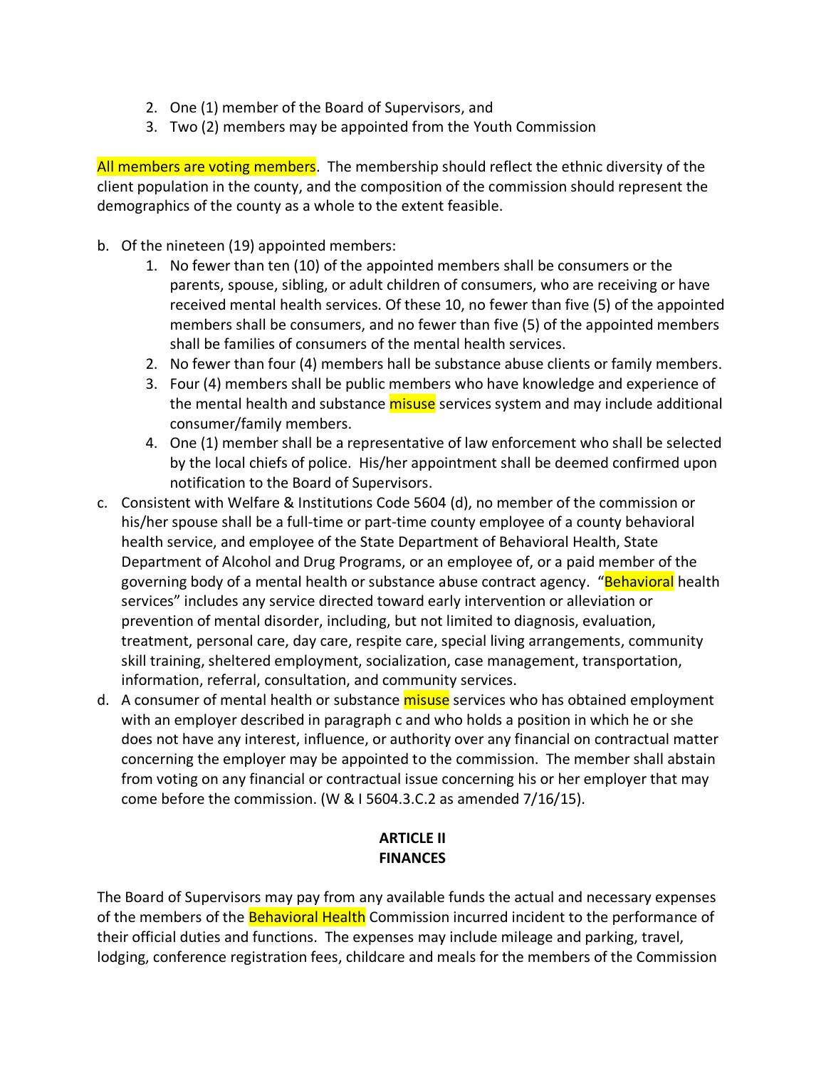2. One (1) member of the Board of Supervisors, and
3. Two (2) members may be appointed from the Youth Commission

All members are voting members. The membership should reflect the ethnic diversity of the client population in the county, and the composition of the commission should represent the demographics of the county as a whole to the extent feasible.

b. Of the nineteen (19) appointed members:
   1. No fewer than ten (10) of the appointed members shall be consumers or the parents, spouse, sibling, or adult children of consumers, who are receiving or have received mental health services. Of these 10, no fewer than five (5) of the appointed members shall be consumers, and no fewer than five (5) of the appointed members shall be families of consumers of the mental health services.
   2. No fewer than four (4) members hall be substance abuse clients or family members.
   3. Four (4) members shall be public members who have knowledge and experience of the mental health and substance misuse services system and may include additional consumer/family members.
   4. One (1) member shall be a representative of law enforcement who shall be selected by the local chiefs of police. His/her appointment shall be deemed confirmed upon notification to the Board of Supervisors.

c. Consistent with Welfare & Institutions Code 5604 (d), no member of the commission or his/her spouse shall be a full-time or part-time county employee of a county behavioral health service, and employee of the State Department of Behavioral Health, State Department of Alcohol and Drug Programs, or an employee of, or a paid member of the governing body of a mental health or substance abuse contract agency. "Behavioral health services" includes any service directed toward early intervention or alleviation or prevention of mental disorder, including, but not limited to diagnosis, evaluation, treatment, personal care, day care, respite care, special living arrangements, community skill training, sheltered employment, socialization, case management, transportation, information, referral, consultation, and community services.

d. A consumer of mental health or substance misuse services who has obtained employment with an employer described in paragraph c and who holds a position in which he or she does not have any interest, influence, or authority over any financial on contractual matter concerning the employer may be appointed to the commission. The member shall abstain from voting on any financial or contractual issue concerning his or her employer that may come before the commission. (W & I 5604.3.C.2 as amended 7/16/15).

## ARTICLE II
## FINANCES

The Board of Supervisors may pay from any available funds the actual and necessary expenses of the members of the Behavioral Health Commission incurred incident to the performance of their official duties and functions. The expenses may include mileage and parking, travel, lodging, conference registration fees, childcare and meals for the members of the Commission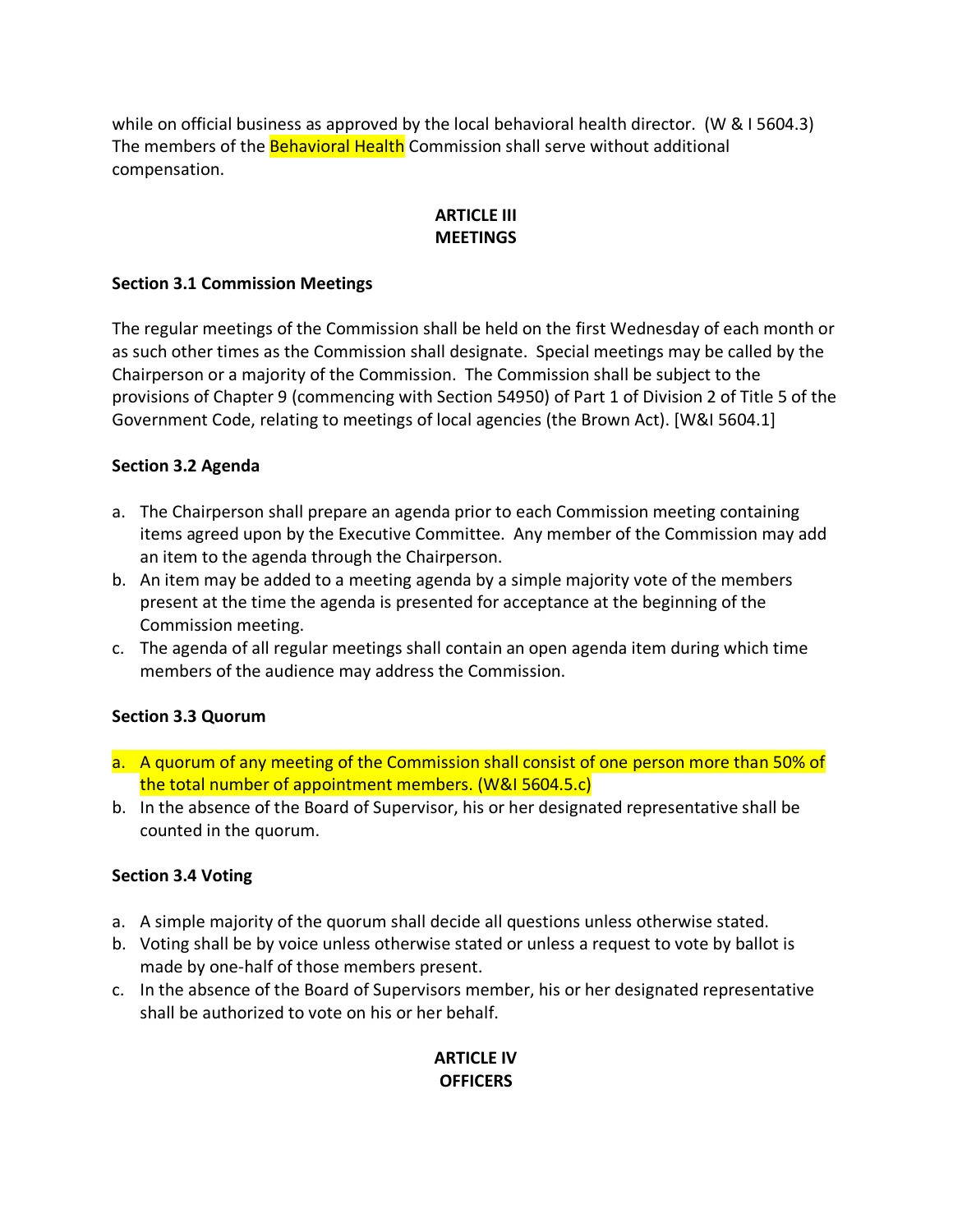while on official business as approved by the local behavioral health director. (W & I 5604.3) The members of the Behavioral Health Commission shall serve without additional compensation.

## ARTICLE III
## MEETINGS

**Section 3.1 Commission Meetings**

The regular meetings of the Commission shall be held on the first Wednesday of each month or as such other times as the Commission shall designate. Special meetings may be called by the Chairperson or a majority of the Commission. The Commission shall be subject to the provisions of Chapter 9 (commencing with Section 54950) of Part 1 of Division 2 of Title 5 of the Government Code, relating to meetings of local agencies (the Brown Act). [W&I 5604.1]

**Section 3.2 Agenda**

a. The Chairperson shall prepare an agenda prior to each Commission meeting containing items agreed upon by the Executive Committee. Any member of the Commission may add an item to the agenda through the Chairperson.
b. An item may be added to a meeting agenda by a simple majority vote of the members present at the time the agenda is presented for acceptance at the beginning of the Commission meeting.
c. The agenda of all regular meetings shall contain an open agenda item during which time members of the audience may address the Commission.

**Section 3.3 Quorum**

a. A quorum of any meeting of the Commission shall consist of one person more than 50% of the total number of appointment members. (W&I 5604.5.c)
b. In the absence of the Board of Supervisor, his or her designated representative shall be counted in the quorum.

**Section 3.4 Voting**

a. A simple majority of the quorum shall decide all questions unless otherwise stated.
b. Voting shall be by voice unless otherwise stated or unless a request to vote by ballot is made by one-half of those members present.
c. In the absence of the Board of Supervisors member, his or her designated representative shall be authorized to vote on his or her behalf.

## ARTICLE IV
## OFFICERS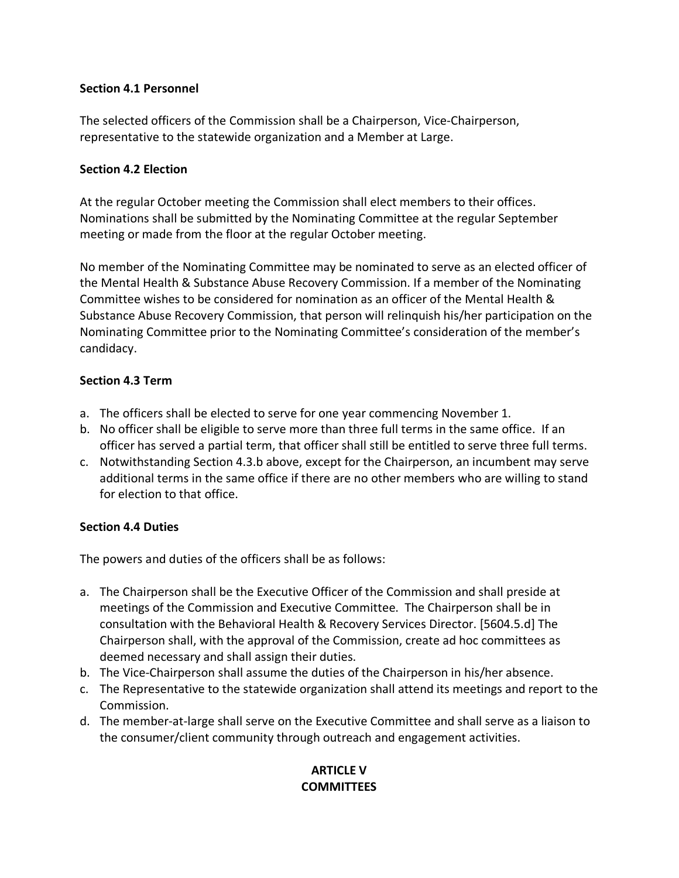**Section 4.1 Personnel**

The selected officers of the Commission shall be a Chairperson, Vice-Chairperson, representative to the statewide organization and a Member at Large.

**Section 4.2 Election**

At the regular October meeting the Commission shall elect members to their offices. Nominations shall be submitted by the Nominating Committee at the regular September meeting or made from the floor at the regular October meeting.

No member of the Nominating Committee may be nominated to serve as an elected officer of the Mental Health & Substance Abuse Recovery Commission. If a member of the Nominating Committee wishes to be considered for nomination as an officer of the Mental Health & Substance Abuse Recovery Commission, that person will relinquish his/her participation on the Nominating Committee prior to the Nominating Committee's consideration of the member's candidacy.

**Section 4.3 Term**

a. The officers shall be elected to serve for one year commencing November 1.
b. No officer shall be eligible to serve more than three full terms in the same office. If an officer has served a partial term, that officer shall still be entitled to serve three full terms.
c. Notwithstanding Section 4.3.b above, except for the Chairperson, an incumbent may serve additional terms in the same office if there are no other members who are willing to stand for election to that office.

**Section 4.4 Duties**

The powers and duties of the officers shall be as follows:

a. The Chairperson shall be the Executive Officer of the Commission and shall preside at meetings of the Commission and Executive Committee. The Chairperson shall be in consultation with the Behavioral Health & Recovery Services Director. [5604.5.d] The Chairperson shall, with the approval of the Commission, create ad hoc committees as deemed necessary and shall assign their duties.
b. The Vice-Chairperson shall assume the duties of the Chairperson in his/her absence.
c. The Representative to the statewide organization shall attend its meetings and report to the Commission.
d. The member-at-large shall serve on the Executive Committee and shall serve as a liaison to the consumer/client community through outreach and engagement activities.

## ARTICLE V
## COMMITTEES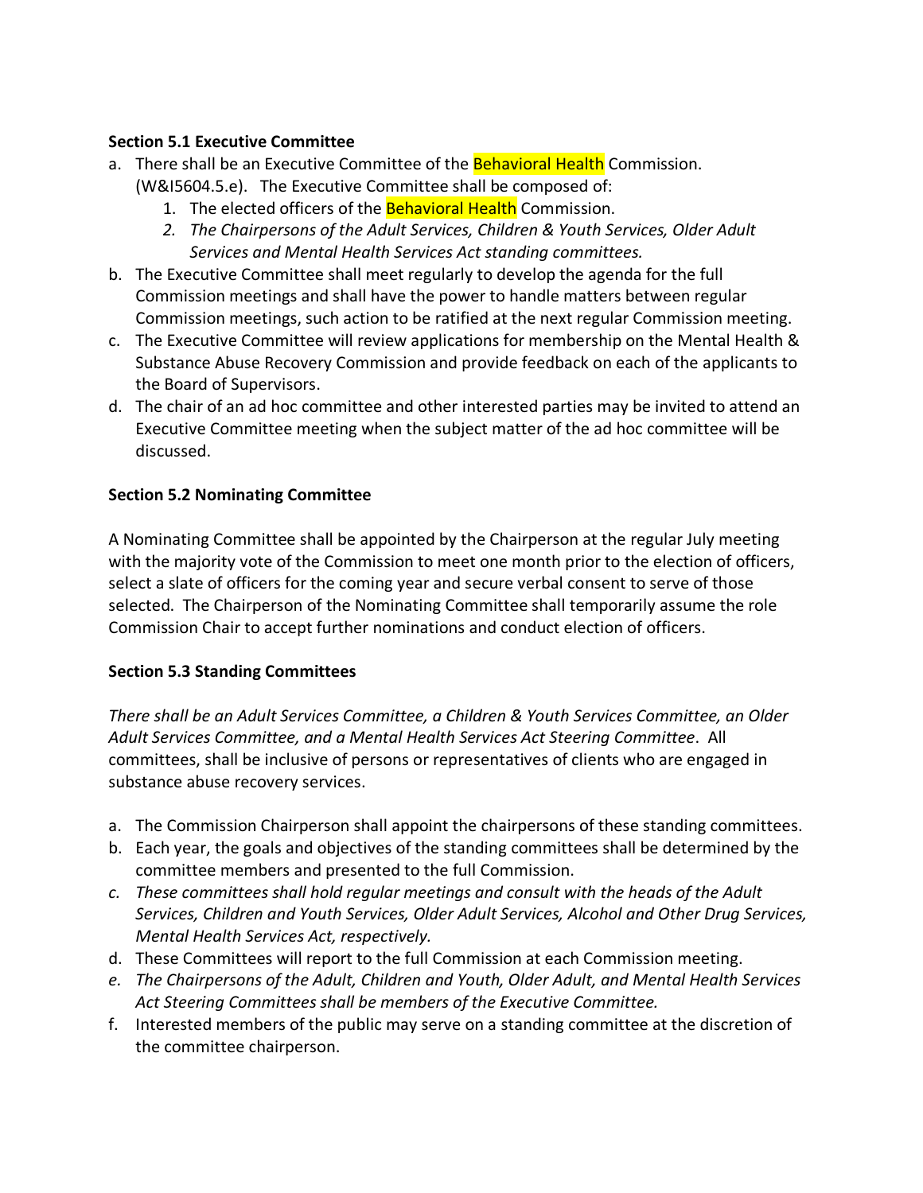**Section 5.1 Executive Committee**

a. There shall be an Executive Committee of the Behavioral Health Commission. (W&I5604.5.e). The Executive Committee shall be composed of:
    1. The elected officers of the Behavioral Health Commission.
    2. *The Chairpersons of the Adult Services, Children & Youth Services, Older Adult Services and Mental Health Services Act standing committees.*

b. The Executive Committee shall meet regularly to develop the agenda for the full Commission meetings and shall have the power to handle matters between regular Commission meetings, such action to be ratified at the next regular Commission meeting.

c. The Executive Committee will review applications for membership on the Mental Health & Substance Abuse Recovery Commission and provide feedback on each of the applicants to the Board of Supervisors.

d. The chair of an ad hoc committee and other interested parties may be invited to attend an Executive Committee meeting when the subject matter of the ad hoc committee will be discussed.

**Section 5.2 Nominating Committee**

A Nominating Committee shall be appointed by the Chairperson at the regular July meeting with the majority vote of the Commission to meet one month prior to the election of officers, select a slate of officers for the coming year and secure verbal consent to serve of those selected. The Chairperson of the Nominating Committee shall temporarily assume the role Commission Chair to accept further nominations and conduct election of officers.

**Section 5.3 Standing Committees**

*There shall be an Adult Services Committee, a Children & Youth Services Committee, an Older Adult Services Committee, and a Mental Health Services Act Steering Committee*. All committees, shall be inclusive of persons or representatives of clients who are engaged in substance abuse recovery services.

a. The Commission Chairperson shall appoint the chairpersons of these standing committees.

b. Each year, the goals and objectives of the standing committees shall be determined by the committee members and presented to the full Commission.

c. *These committees shall hold regular meetings and consult with the heads of the Adult Services, Children and Youth Services, Older Adult Services, Alcohol and Other Drug Services, Mental Health Services Act, respectively.*

d. These Committees will report to the full Commission at each Commission meeting.

e. *The Chairpersons of the Adult, Children and Youth, Older Adult, and Mental Health Services Act Steering Committees shall be members of the Executive Committee.*

f. Interested members of the public may serve on a standing committee at the discretion of the committee chairperson.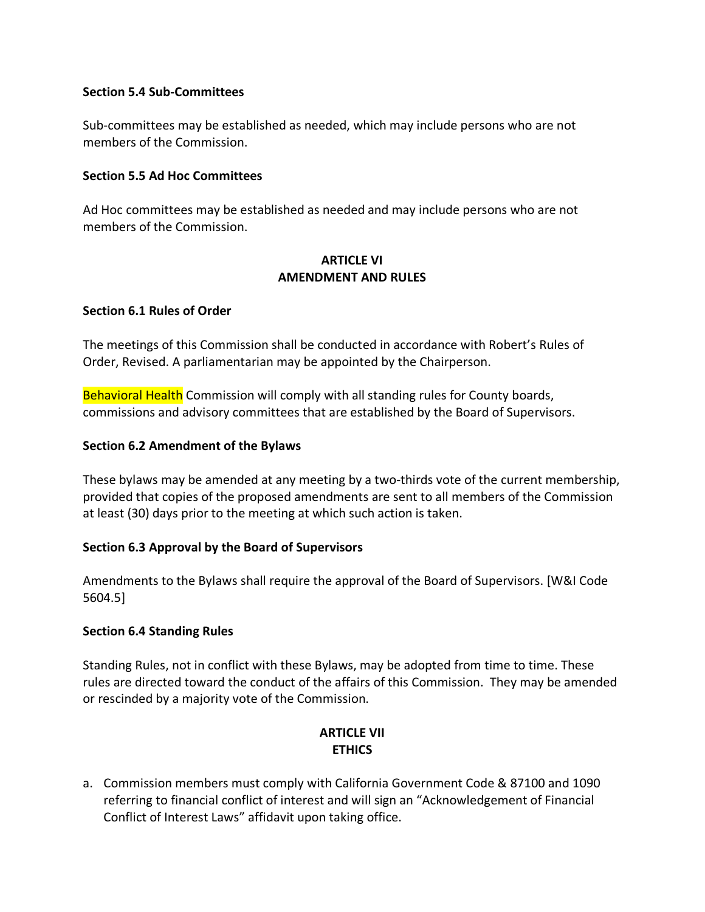### Section 5.4 Sub-Committees

Sub-committees may be established as needed, which may include persons who are not members of the Commission.

### Section 5.5 Ad Hoc Committees

Ad Hoc committees may be established as needed and may include persons who are not members of the Commission.

## ARTICLE VI
## AMENDMENT AND RULES

### Section 6.1 Rules of Order

The meetings of this Commission shall be conducted in accordance with Robert's Rules of Order, Revised. A parliamentarian may be appointed by the Chairperson.

Behavioral Health Commission will comply with all standing rules for County boards, commissions and advisory committees that are established by the Board of Supervisors.

### Section 6.2 Amendment of the Bylaws

These bylaws may be amended at any meeting by a two-thirds vote of the current membership, provided that copies of the proposed amendments are sent to all members of the Commission at least (30) days prior to the meeting at which such action is taken.

### Section 6.3 Approval by the Board of Supervisors

Amendments to the Bylaws shall require the approval of the Board of Supervisors. [W&I Code 5604.5]

### Section 6.4 Standing Rules

Standing Rules, not in conflict with these Bylaws, may be adopted from time to time. These rules are directed toward the conduct of the affairs of this Commission. They may be amended or rescinded by a majority vote of the Commission.

## ARTICLE VII
## ETHICS

a. Commission members must comply with California Government Code & 87100 and 1090 referring to financial conflict of interest and will sign an "Acknowledgement of Financial Conflict of Interest Laws" affidavit upon taking office.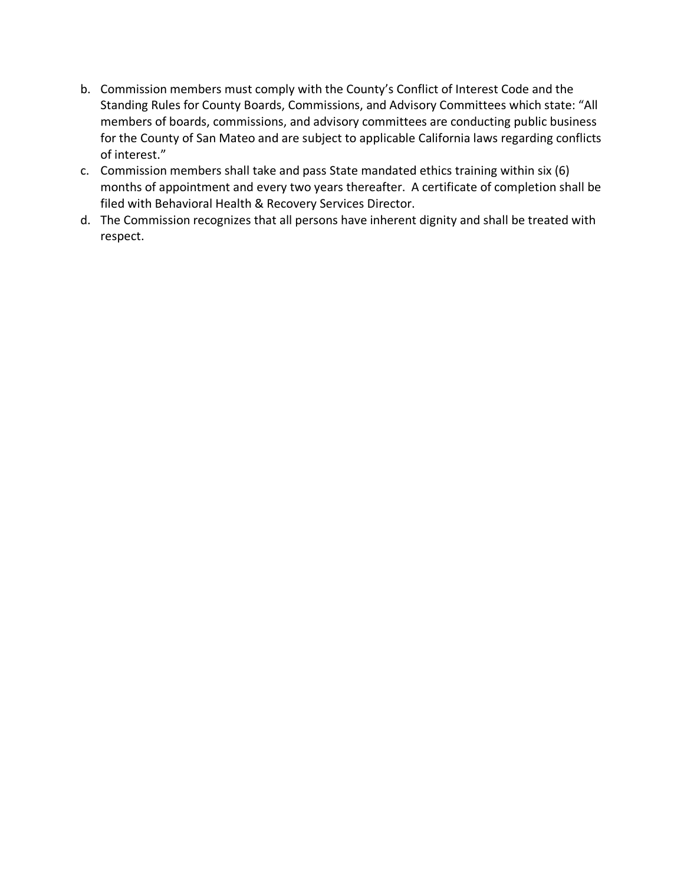b. Commission members must comply with the County's Conflict of Interest Code and the Standing Rules for County Boards, Commissions, and Advisory Committees which state: "All members of boards, commissions, and advisory committees are conducting public business for the County of San Mateo and are subject to applicable California laws regarding conflicts of interest."

c. Commission members shall take and pass State mandated ethics training within six (6) months of appointment and every two years thereafter. A certificate of completion shall be filed with Behavioral Health & Recovery Services Director.

d. The Commission recognizes that all persons have inherent dignity and shall be treated with respect.